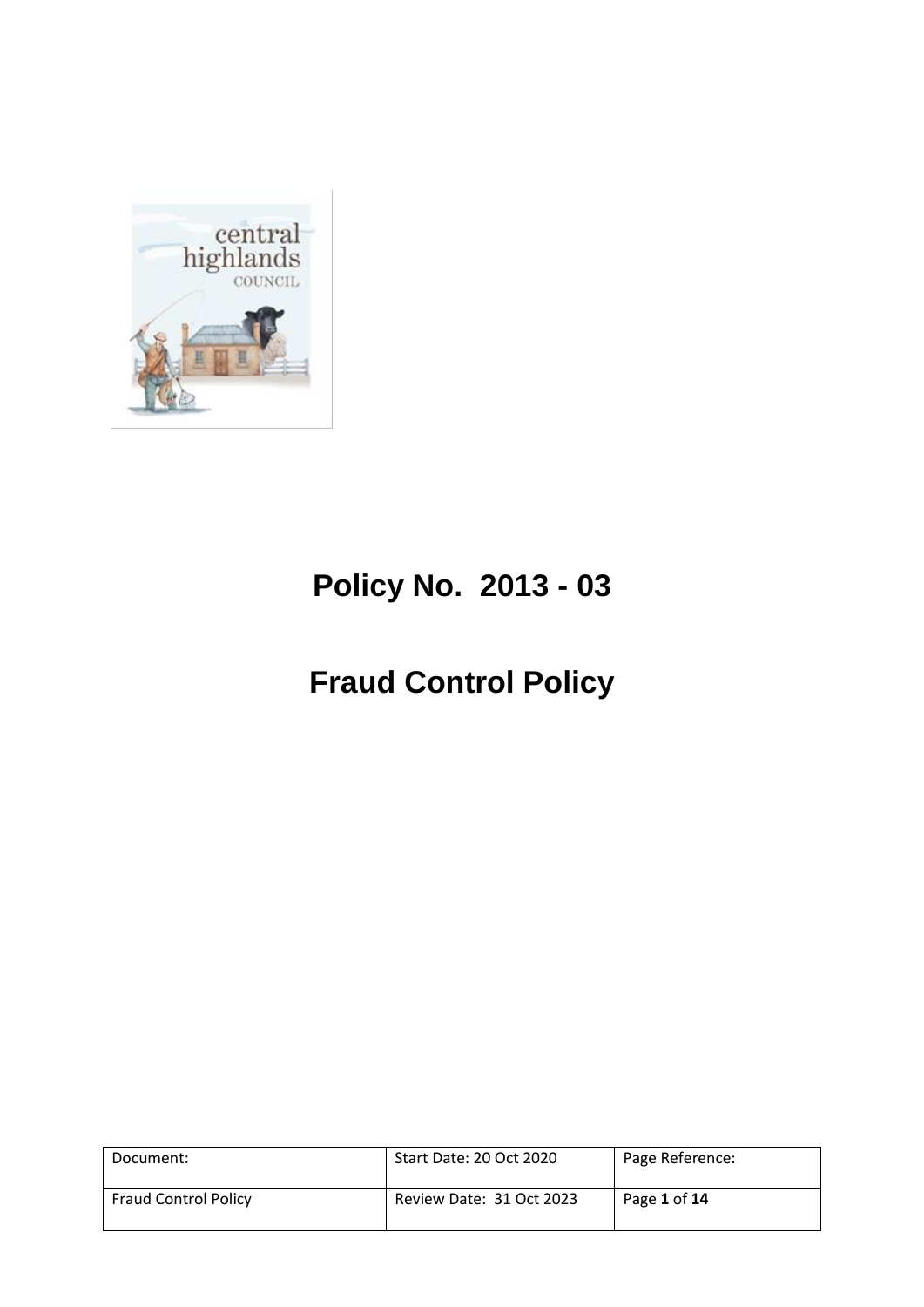# Policy No. 2013 - 03

# Fraud Control Policy

| Document: | Start Date: 20 Oct 2020 | Page Reference: |
| --- | --- | --- |
| Fraud Control Policy | Review Date: 31 Oct 2023 | Page **1** of **14** |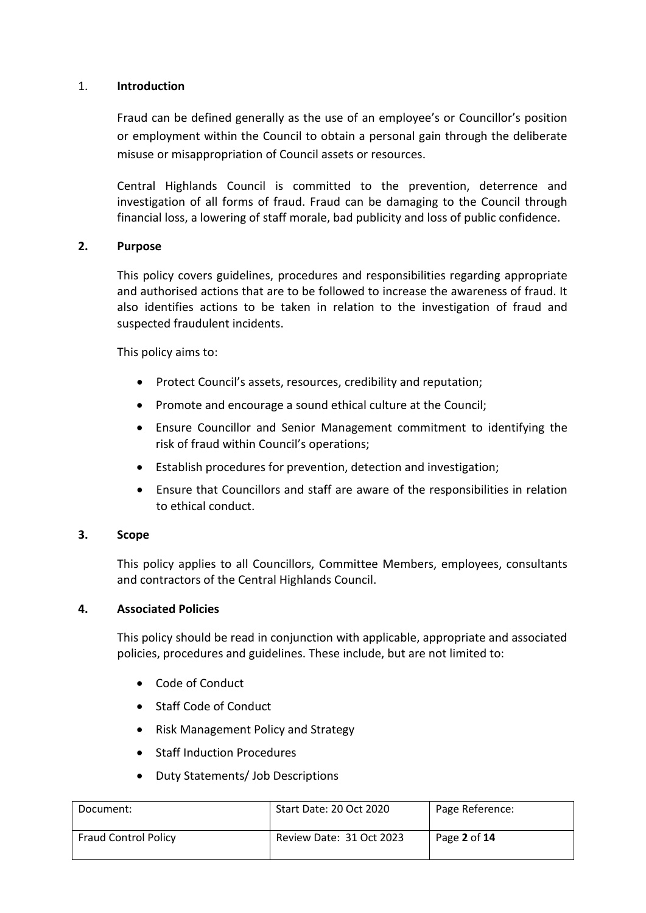## 1. Introduction

Fraud can be defined generally as the use of an employee's or Councillor's position or employment within the Council to obtain a personal gain through the deliberate misuse or misappropriation of Council assets or resources.

Central Highlands Council is committed to the prevention, deterrence and investigation of all forms of fraud. Fraud can be damaging to the Council through financial loss, a lowering of staff morale, bad publicity and loss of public confidence.

## 2. Purpose

This policy covers guidelines, procedures and responsibilities regarding appropriate and authorised actions that are to be followed to increase the awareness of fraud. It also identifies actions to be taken in relation to the investigation of fraud and suspected fraudulent incidents.

This policy aims to:

- Protect Council's assets, resources, credibility and reputation;
- Promote and encourage a sound ethical culture at the Council;
- Ensure Councillor and Senior Management commitment to identifying the risk of fraud within Council's operations;
- Establish procedures for prevention, detection and investigation;
- Ensure that Councillors and staff are aware of the responsibilities in relation to ethical conduct.

## 3. Scope

This policy applies to all Councillors, Committee Members, employees, consultants and contractors of the Central Highlands Council.

## 4. Associated Policies

This policy should be read in conjunction with applicable, appropriate and associated policies, procedures and guidelines. These include, but are not limited to:

- Code of Conduct
- Staff Code of Conduct
- Risk Management Policy and Strategy
- Staff Induction Procedures
- Duty Statements/ Job Descriptions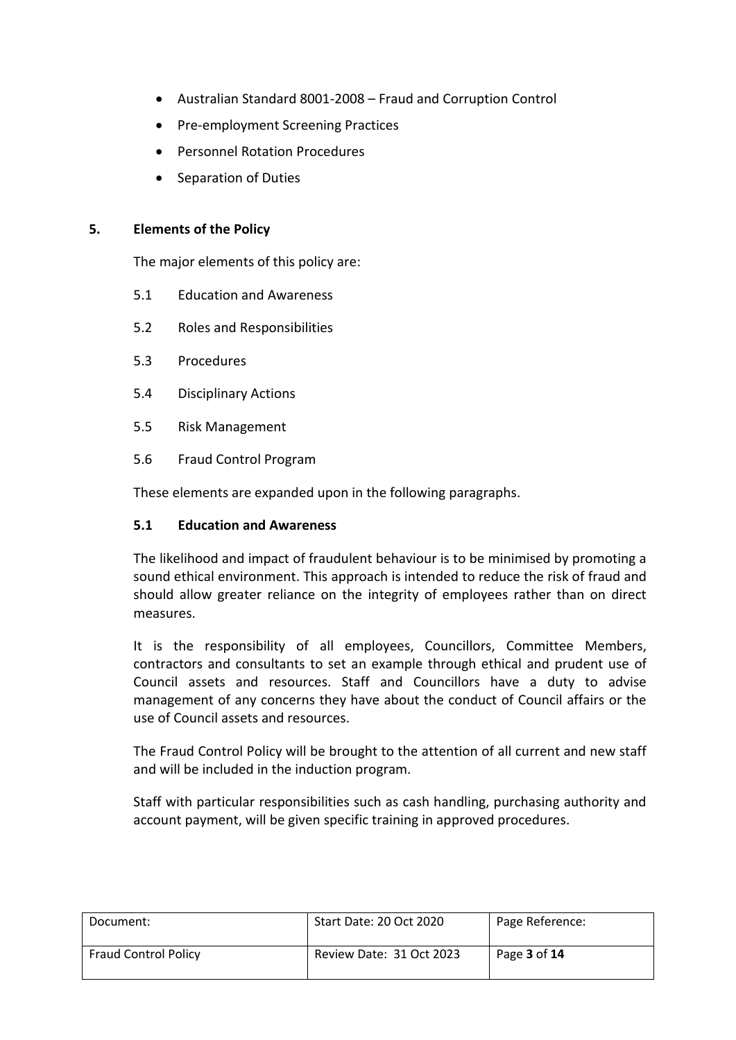- Australian Standard 8001-2008 – Fraud and Corruption Control
- Pre-employment Screening Practices
- Personnel Rotation Procedures
- Separation of Duties

## 5. Elements of the Policy

The major elements of this policy are:

5.1 Education and Awareness

5.2 Roles and Responsibilities

5.3 Procedures

5.4 Disciplinary Actions

5.5 Risk Management

5.6 Fraud Control Program

These elements are expanded upon in the following paragraphs.

### 5.1 Education and Awareness

The likelihood and impact of fraudulent behaviour is to be minimised by promoting a sound ethical environment. This approach is intended to reduce the risk of fraud and should allow greater reliance on the integrity of employees rather than on direct measures.

It is the responsibility of all employees, Councillors, Committee Members, contractors and consultants to set an example through ethical and prudent use of Council assets and resources. Staff and Councillors have a duty to advise management of any concerns they have about the conduct of Council affairs or the use of Council assets and resources.

The Fraud Control Policy will be brought to the attention of all current and new staff and will be included in the induction program.

Staff with particular responsibilities such as cash handling, purchasing authority and account payment, will be given specific training in approved procedures.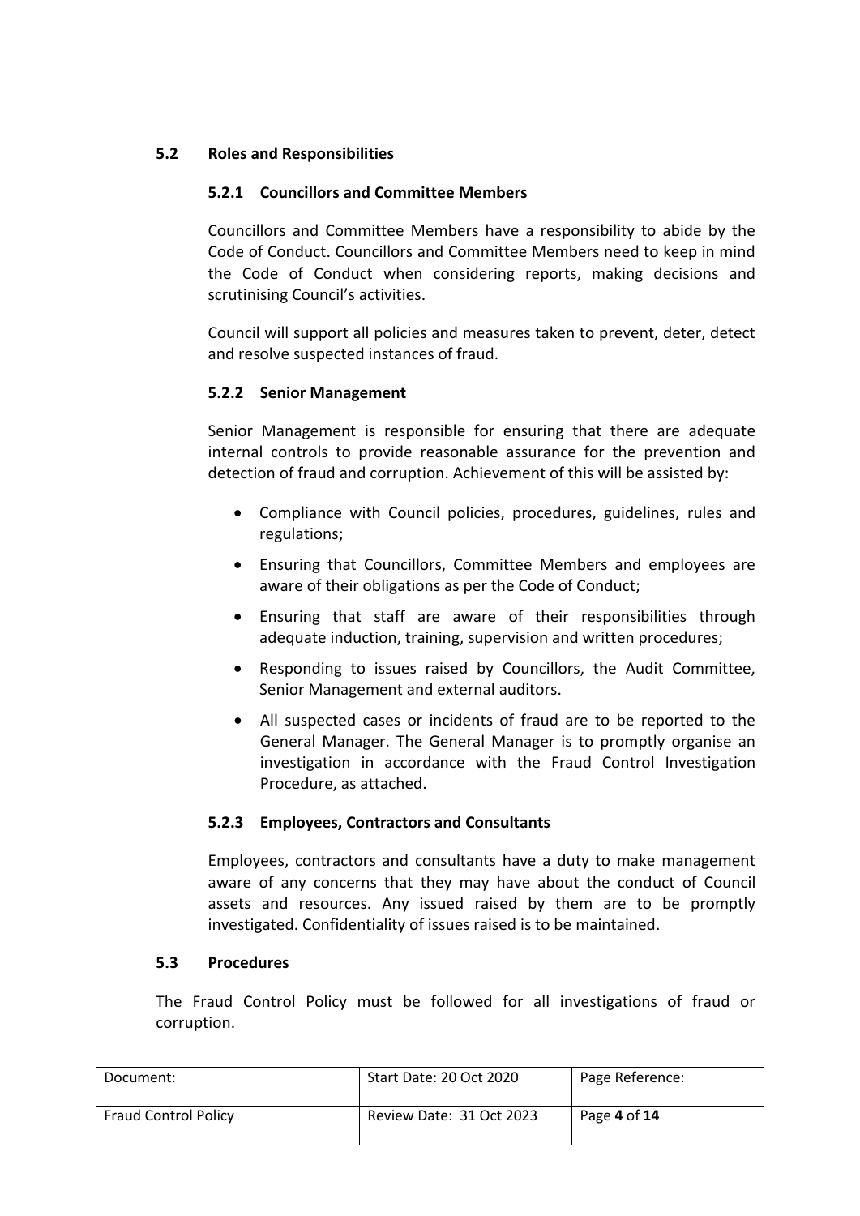## 5.2 Roles and Responsibilities

### 5.2.1 Councillors and Committee Members

Councillors and Committee Members have a responsibility to abide by the Code of Conduct. Councillors and Committee Members need to keep in mind the Code of Conduct when considering reports, making decisions and scrutinising Council's activities.

Council will support all policies and measures taken to prevent, deter, detect and resolve suspected instances of fraud.

### 5.2.2 Senior Management

Senior Management is responsible for ensuring that there are adequate internal controls to provide reasonable assurance for the prevention and detection of fraud and corruption. Achievement of this will be assisted by:

- Compliance with Council policies, procedures, guidelines, rules and regulations;
- Ensuring that Councillors, Committee Members and employees are aware of their obligations as per the Code of Conduct;
- Ensuring that staff are aware of their responsibilities through adequate induction, training, supervision and written procedures;
- Responding to issues raised by Councillors, the Audit Committee, Senior Management and external auditors.
- All suspected cases or incidents of fraud are to be reported to the General Manager. The General Manager is to promptly organise an investigation in accordance with the Fraud Control Investigation Procedure, as attached.

### 5.2.3 Employees, Contractors and Consultants

Employees, contractors and consultants have a duty to make management aware of any concerns that they may have about the conduct of Council assets and resources. Any issued raised by them are to be promptly investigated. Confidentiality of issues raised is to be maintained.

## 5.3 Procedures

The Fraud Control Policy must be followed for all investigations of fraud or corruption.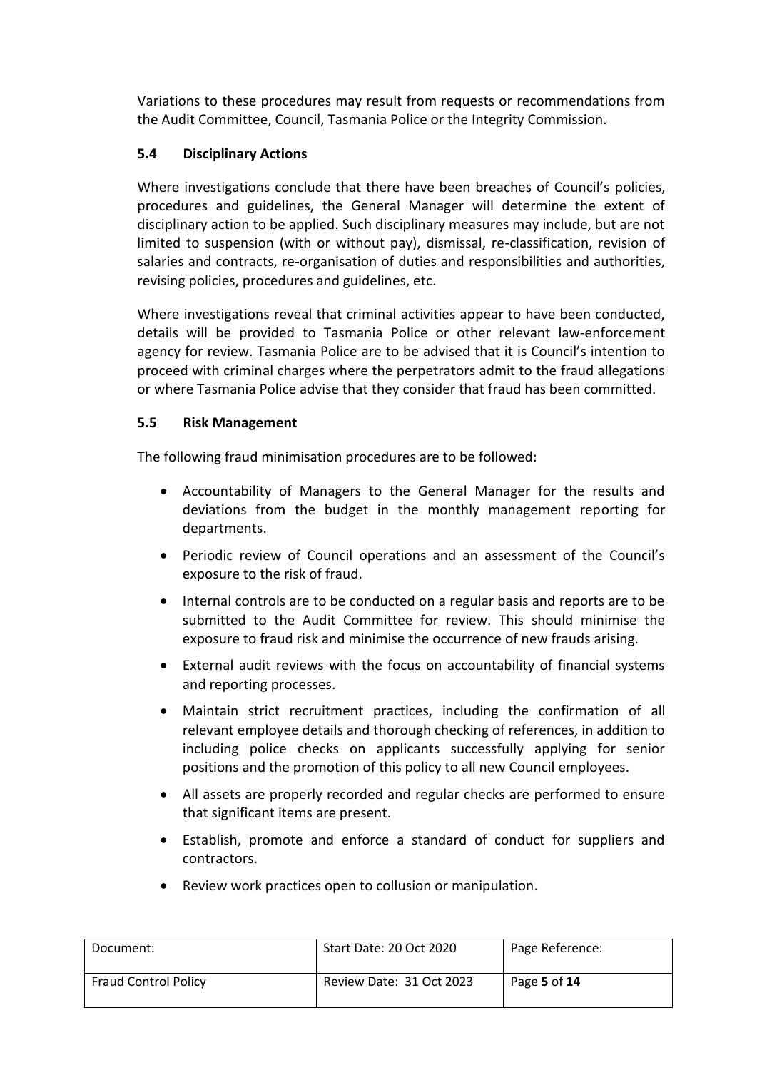Variations to these procedures may result from requests or recommendations from the Audit Committee, Council, Tasmania Police or the Integrity Commission.

### 5.4 Disciplinary Actions

Where investigations conclude that there have been breaches of Council's policies, procedures and guidelines, the General Manager will determine the extent of disciplinary action to be applied. Such disciplinary measures may include, but are not limited to suspension (with or without pay), dismissal, re-classification, revision of salaries and contracts, re-organisation of duties and responsibilities and authorities, revising policies, procedures and guidelines, etc.

Where investigations reveal that criminal activities appear to have been conducted, details will be provided to Tasmania Police or other relevant law-enforcement agency for review. Tasmania Police are to be advised that it is Council's intention to proceed with criminal charges where the perpetrators admit to the fraud allegations or where Tasmania Police advise that they consider that fraud has been committed.

### 5.5 Risk Management

The following fraud minimisation procedures are to be followed:

- Accountability of Managers to the General Manager for the results and deviations from the budget in the monthly management reporting for departments.
- Periodic review of Council operations and an assessment of the Council's exposure to the risk of fraud.
- Internal controls are to be conducted on a regular basis and reports are to be submitted to the Audit Committee for review. This should minimise the exposure to fraud risk and minimise the occurrence of new frauds arising.
- External audit reviews with the focus on accountability of financial systems and reporting processes.
- Maintain strict recruitment practices, including the confirmation of all relevant employee details and thorough checking of references, in addition to including police checks on applicants successfully applying for senior positions and the promotion of this policy to all new Council employees.
- All assets are properly recorded and regular checks are performed to ensure that significant items are present.
- Establish, promote and enforce a standard of conduct for suppliers and contractors.
- Review work practices open to collusion or manipulation.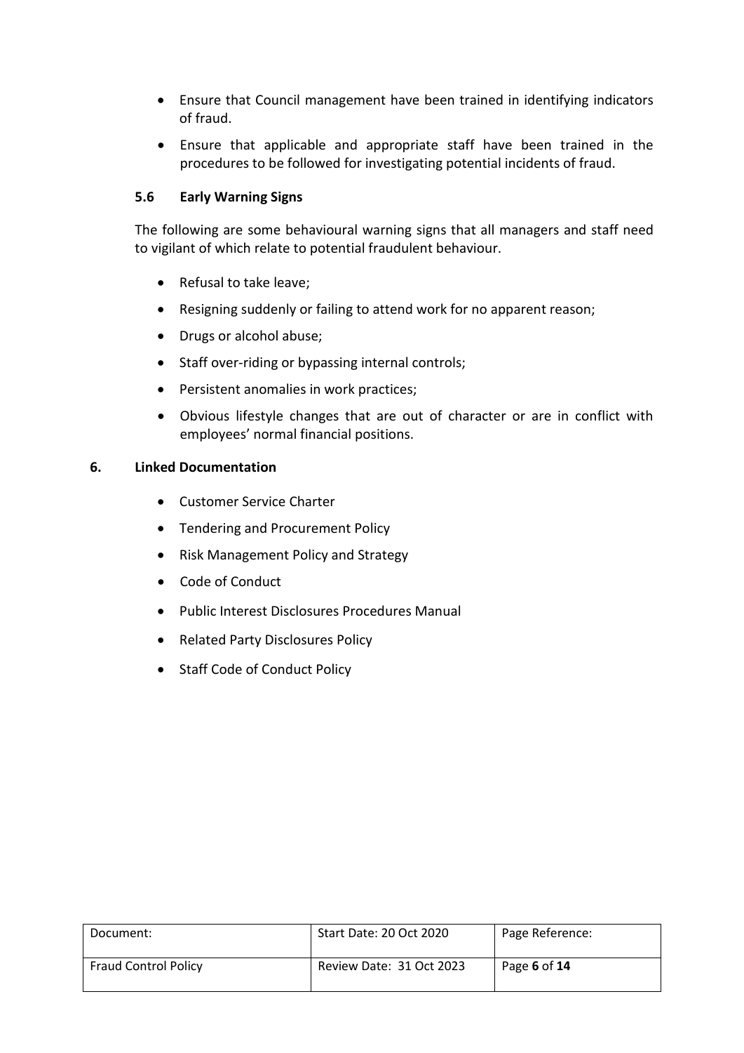- Ensure that Council management have been trained in identifying indicators of fraud.
- Ensure that applicable and appropriate staff have been trained in the procedures to be followed for investigating potential incidents of fraud.

### 5.6 Early Warning Signs

The following are some behavioural warning signs that all managers and staff need to vigilant of which relate to potential fraudulent behaviour.

- Refusal to take leave;
- Resigning suddenly or failing to attend work for no apparent reason;
- Drugs or alcohol abuse;
- Staff over-riding or bypassing internal controls;
- Persistent anomalies in work practices;
- Obvious lifestyle changes that are out of character or are in conflict with employees' normal financial positions.

## 6. Linked Documentation

- Customer Service Charter
- Tendering and Procurement Policy
- Risk Management Policy and Strategy
- Code of Conduct
- Public Interest Disclosures Procedures Manual
- Related Party Disclosures Policy
- Staff Code of Conduct Policy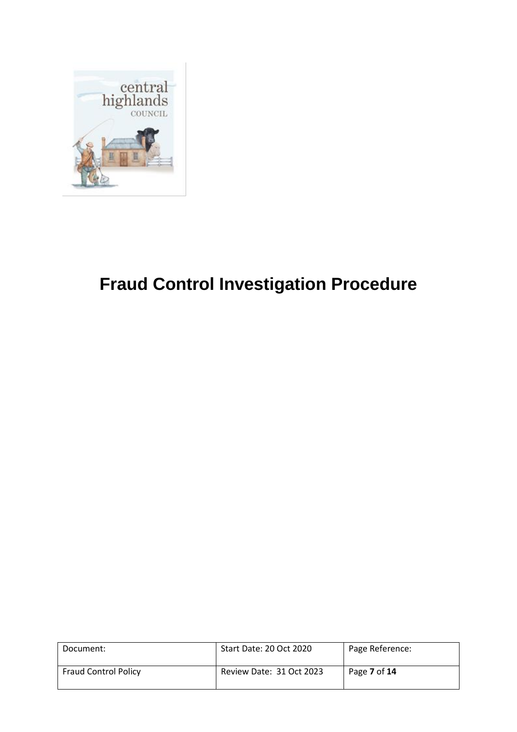# Fraud Control Investigation Procedure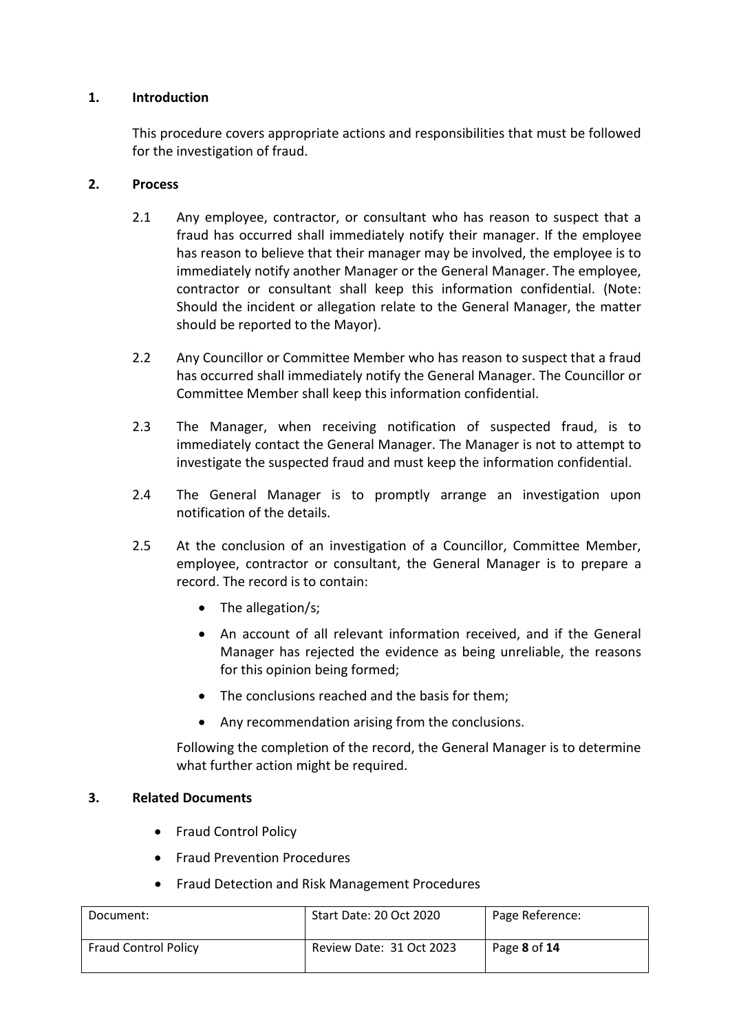## 1. Introduction

This procedure covers appropriate actions and responsibilities that must be followed for the investigation of fraud.

## 2. Process

2.1 Any employee, contractor, or consultant who has reason to suspect that a fraud has occurred shall immediately notify their manager. If the employee has reason to believe that their manager may be involved, the employee is to immediately notify another Manager or the General Manager. The employee, contractor or consultant shall keep this information confidential. (Note: Should the incident or allegation relate to the General Manager, the matter should be reported to the Mayor).

2.2 Any Councillor or Committee Member who has reason to suspect that a fraud has occurred shall immediately notify the General Manager. The Councillor or Committee Member shall keep this information confidential.

2.3 The Manager, when receiving notification of suspected fraud, is to immediately contact the General Manager. The Manager is not to attempt to investigate the suspected fraud and must keep the information confidential.

2.4 The General Manager is to promptly arrange an investigation upon notification of the details.

2.5 At the conclusion of an investigation of a Councillor, Committee Member, employee, contractor or consultant, the General Manager is to prepare a record. The record is to contain:

- The allegation/s;
- An account of all relevant information received, and if the General Manager has rejected the evidence as being unreliable, the reasons for this opinion being formed;
- The conclusions reached and the basis for them;
- Any recommendation arising from the conclusions.

Following the completion of the record, the General Manager is to determine what further action might be required.

## 3. Related Documents

- Fraud Control Policy
- Fraud Prevention Procedures
- Fraud Detection and Risk Management Procedures

| Document: | Start Date: 20 Oct 2020 | Page Reference: |
|---|---|---|
| Fraud Control Policy | Review Date: 31 Oct 2023 | Page **8** of **14** |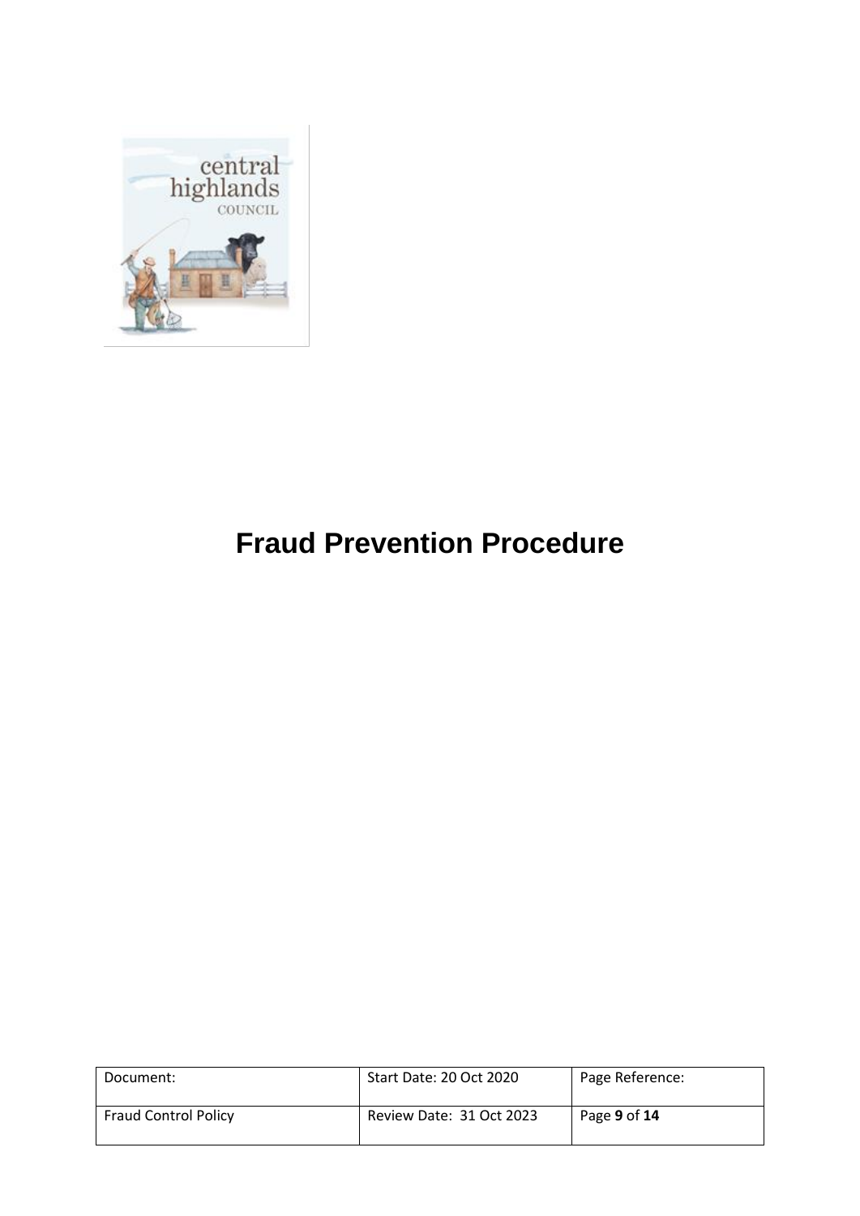# Fraud Prevention Procedure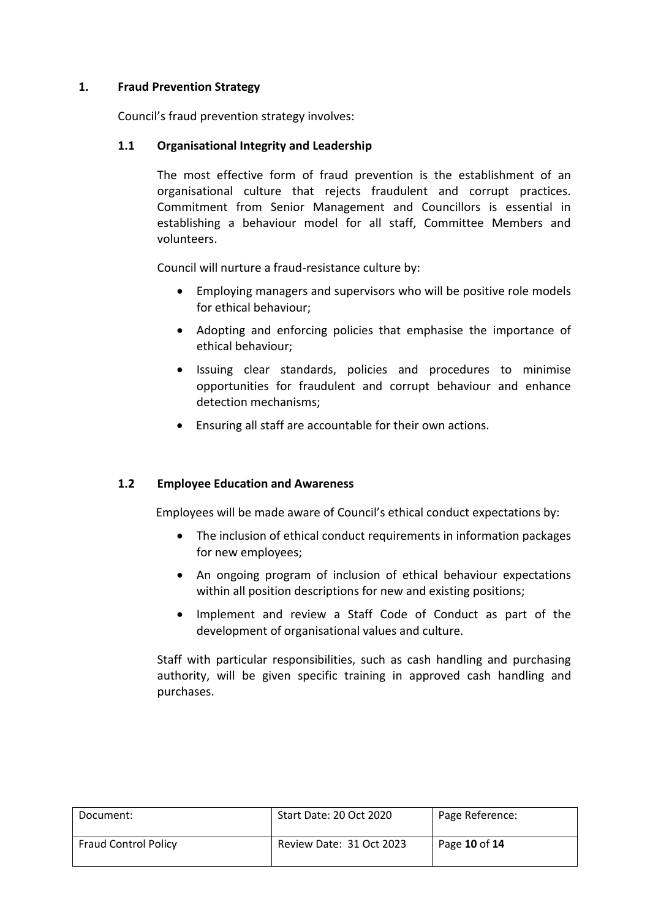## 1. Fraud Prevention Strategy

Council's fraud prevention strategy involves:

### 1.1 Organisational Integrity and Leadership

The most effective form of fraud prevention is the establishment of an organisational culture that rejects fraudulent and corrupt practices. Commitment from Senior Management and Councillors is essential in establishing a behaviour model for all staff, Committee Members and volunteers.

Council will nurture a fraud-resistance culture by:

- Employing managers and supervisors who will be positive role models for ethical behaviour;
- Adopting and enforcing policies that emphasise the importance of ethical behaviour;
- Issuing clear standards, policies and procedures to minimise opportunities for fraudulent and corrupt behaviour and enhance detection mechanisms;
- Ensuring all staff are accountable for their own actions.

### 1.2 Employee Education and Awareness

Employees will be made aware of Council's ethical conduct expectations by:

- The inclusion of ethical conduct requirements in information packages for new employees;
- An ongoing program of inclusion of ethical behaviour expectations within all position descriptions for new and existing positions;
- Implement and review a Staff Code of Conduct as part of the development of organisational values and culture.

Staff with particular responsibilities, such as cash handling and purchasing authority, will be given specific training in approved cash handling and purchases.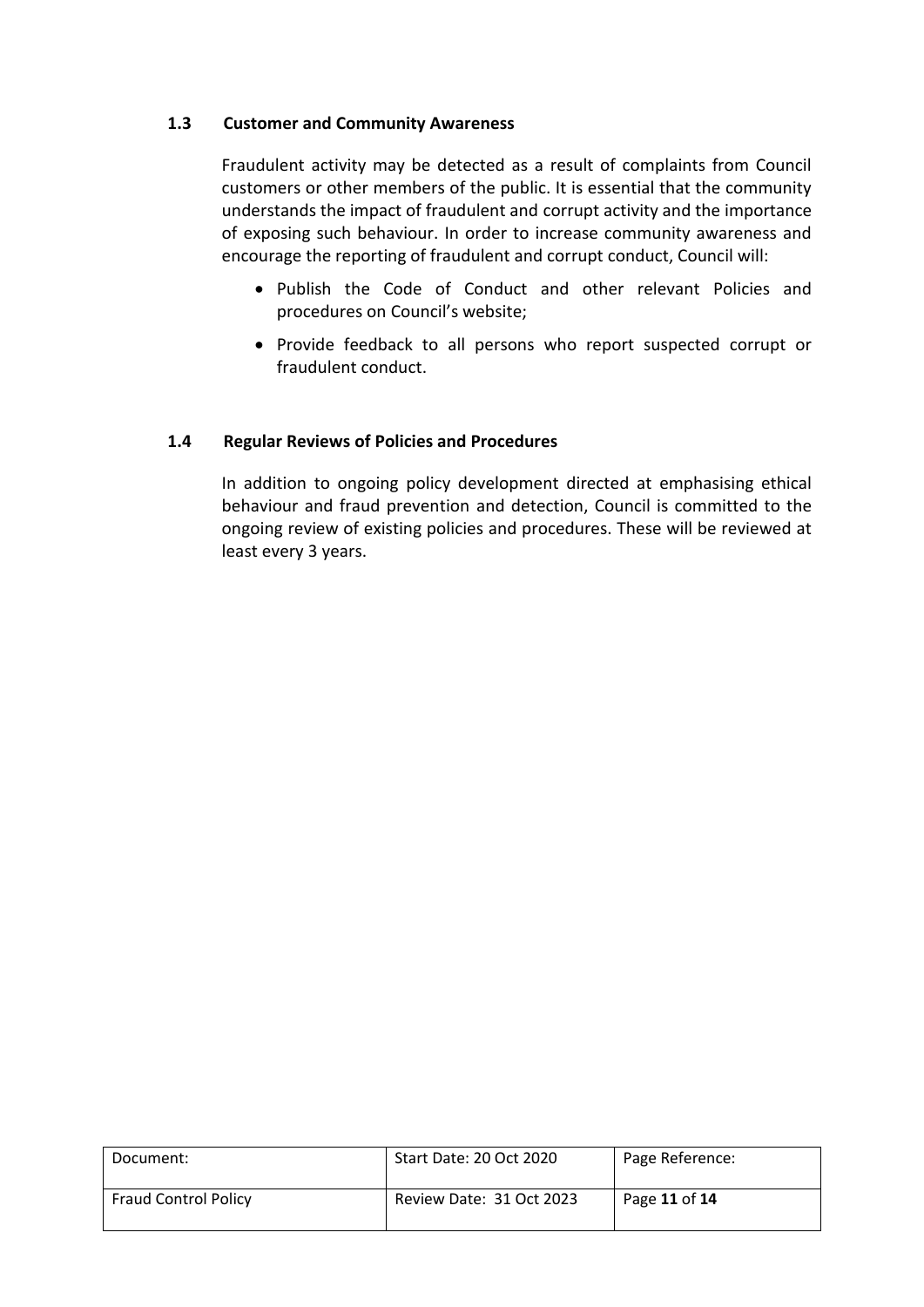### 1.3 Customer and Community Awareness

Fraudulent activity may be detected as a result of complaints from Council customers or other members of the public. It is essential that the community understands the impact of fraudulent and corrupt activity and the importance of exposing such behaviour. In order to increase community awareness and encourage the reporting of fraudulent and corrupt conduct, Council will:

- Publish the Code of Conduct and other relevant Policies and procedures on Council's website;
- Provide feedback to all persons who report suspected corrupt or fraudulent conduct.

### 1.4 Regular Reviews of Policies and Procedures

In addition to ongoing policy development directed at emphasising ethical behaviour and fraud prevention and detection, Council is committed to the ongoing review of existing policies and procedures. These will be reviewed at least every 3 years.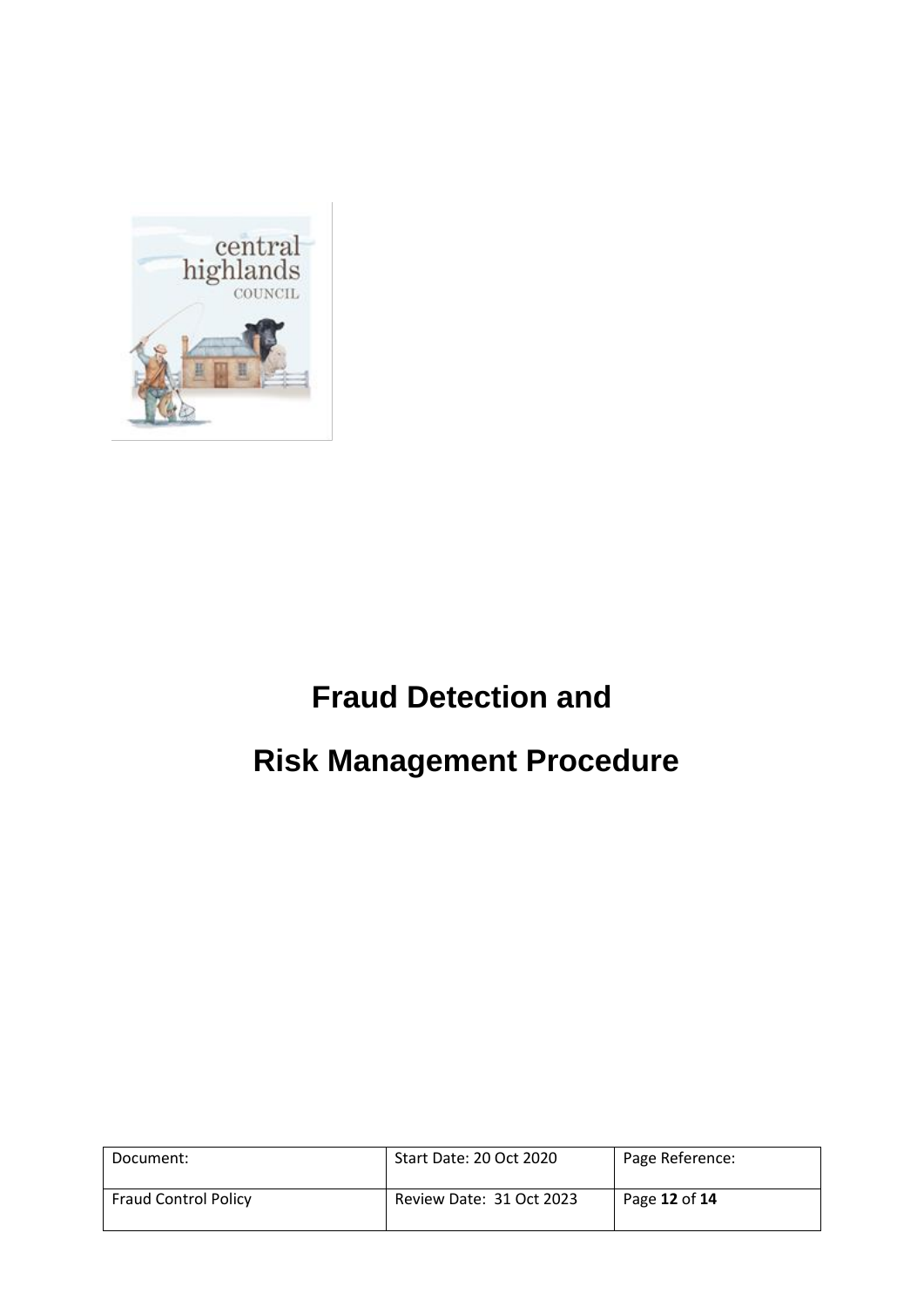# Fraud Detection and

# Risk Management Procedure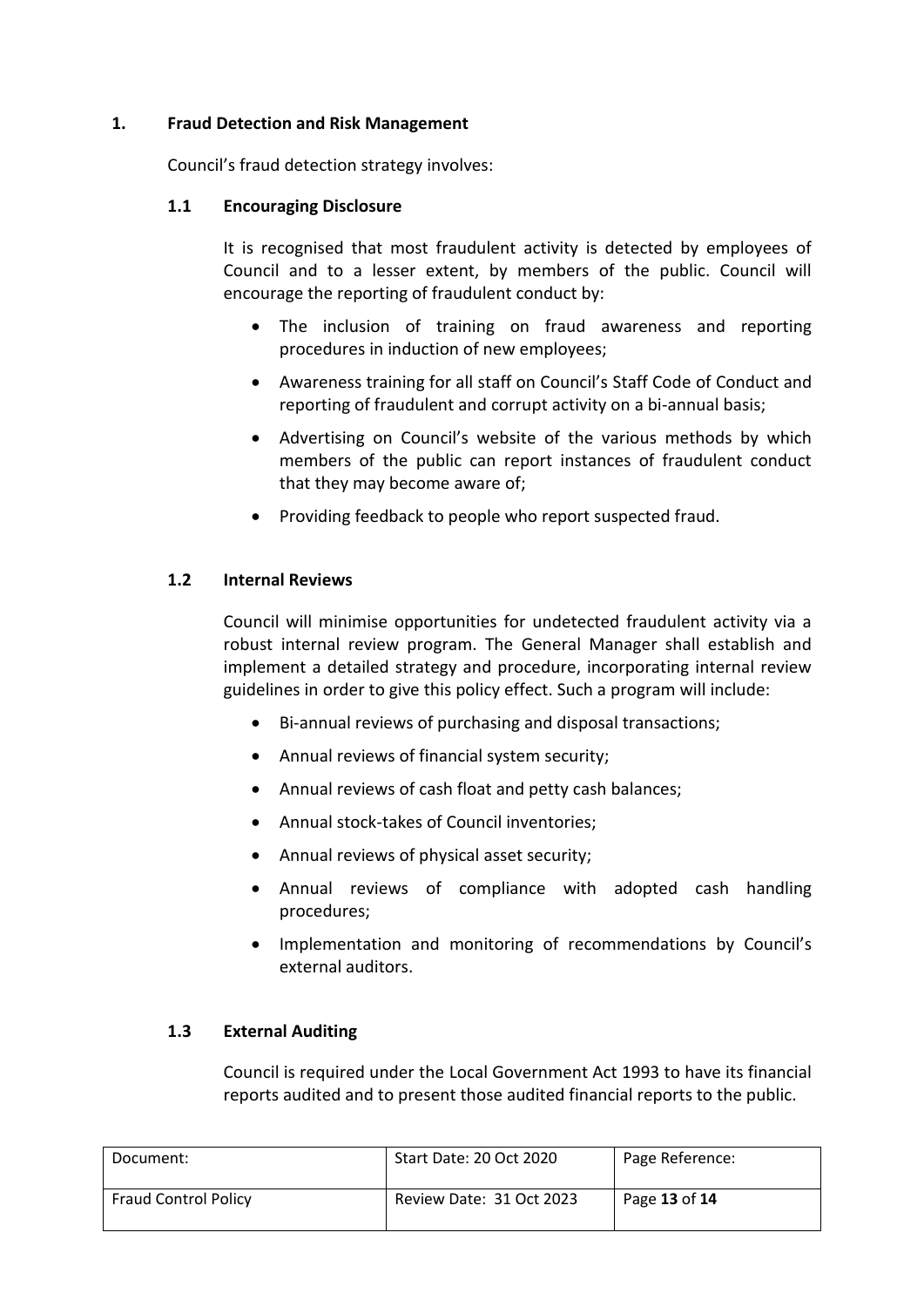## 1. Fraud Detection and Risk Management

Council's fraud detection strategy involves:

### 1.1 Encouraging Disclosure

It is recognised that most fraudulent activity is detected by employees of Council and to a lesser extent, by members of the public. Council will encourage the reporting of fraudulent conduct by:

- The inclusion of training on fraud awareness and reporting procedures in induction of new employees;
- Awareness training for all staff on Council's Staff Code of Conduct and reporting of fraudulent and corrupt activity on a bi-annual basis;
- Advertising on Council's website of the various methods by which members of the public can report instances of fraudulent conduct that they may become aware of;
- Providing feedback to people who report suspected fraud.

### 1.2 Internal Reviews

Council will minimise opportunities for undetected fraudulent activity via a robust internal review program. The General Manager shall establish and implement a detailed strategy and procedure, incorporating internal review guidelines in order to give this policy effect. Such a program will include:

- Bi-annual reviews of purchasing and disposal transactions;
- Annual reviews of financial system security;
- Annual reviews of cash float and petty cash balances;
- Annual stock-takes of Council inventories;
- Annual reviews of physical asset security;
- Annual reviews of compliance with adopted cash handling procedures;
- Implementation and monitoring of recommendations by Council's external auditors.

### 1.3 External Auditing

Council is required under the Local Government Act 1993 to have its financial reports audited and to present those audited financial reports to the public.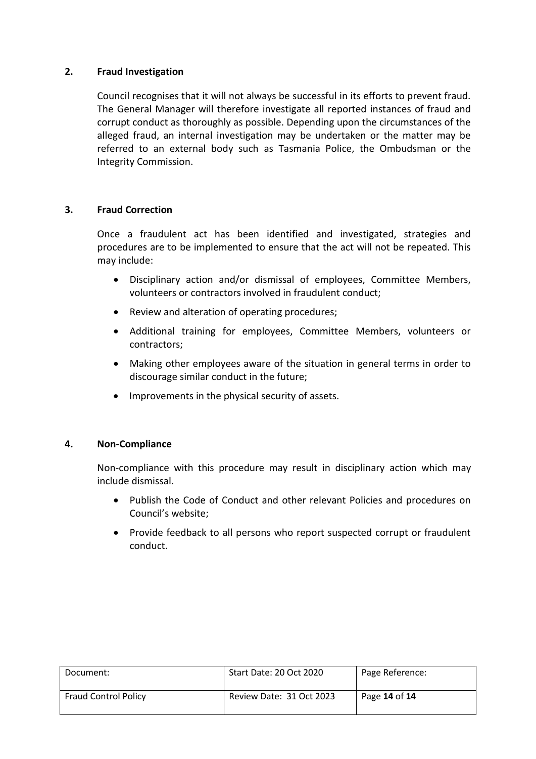## 2. Fraud Investigation

Council recognises that it will not always be successful in its efforts to prevent fraud. The General Manager will therefore investigate all reported instances of fraud and corrupt conduct as thoroughly as possible. Depending upon the circumstances of the alleged fraud, an internal investigation may be undertaken or the matter may be referred to an external body such as Tasmania Police, the Ombudsman or the Integrity Commission.

## 3. Fraud Correction

Once a fraudulent act has been identified and investigated, strategies and procedures are to be implemented to ensure that the act will not be repeated. This may include:

- Disciplinary action and/or dismissal of employees, Committee Members, volunteers or contractors involved in fraudulent conduct;
- Review and alteration of operating procedures;
- Additional training for employees, Committee Members, volunteers or contractors;
- Making other employees aware of the situation in general terms in order to discourage similar conduct in the future;
- Improvements in the physical security of assets.

## 4. Non-Compliance

Non-compliance with this procedure may result in disciplinary action which may include dismissal.

- Publish the Code of Conduct and other relevant Policies and procedures on Council's website;
- Provide feedback to all persons who report suspected corrupt or fraudulent conduct.